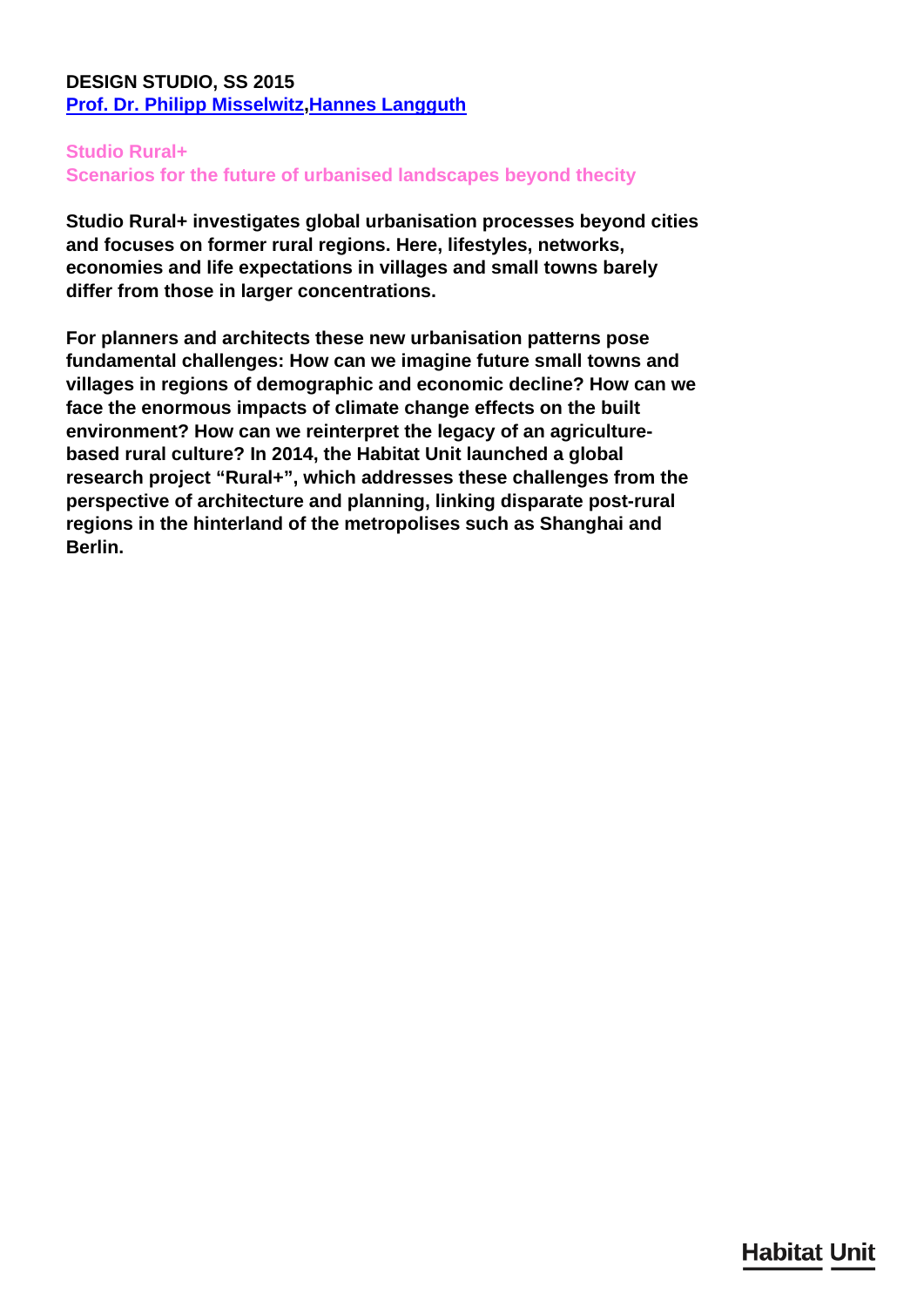**DESIGN STUDIO, SS 2015**
**Prof. Dr. Philipp Misselwitz,Hannes Langguth**

## Studio Rural+
### Scenarios for the future of urbanised landscapes beyond thecity

**Studio Rural+ investigates global urbanisation processes beyond cities and focuses on former rural regions. Here, lifestyles, networks, economies and life expectations in villages and small towns barely differ from those in larger concentrations.**

**For planners and architects these new urbanisation patterns pose fundamental challenges: How can we imagine future small towns and villages in regions of demographic and economic decline? How can we face the enormous impacts of climate change effects on the built environment? How can we reinterpret the legacy of an agriculture-based rural culture? In 2014, the Habitat Unit launched a global research project “Rural+”, which addresses these challenges from the perspective of architecture and planning, linking disparate post-rural regions in the hinterland of the metropolises such as Shanghai and Berlin.**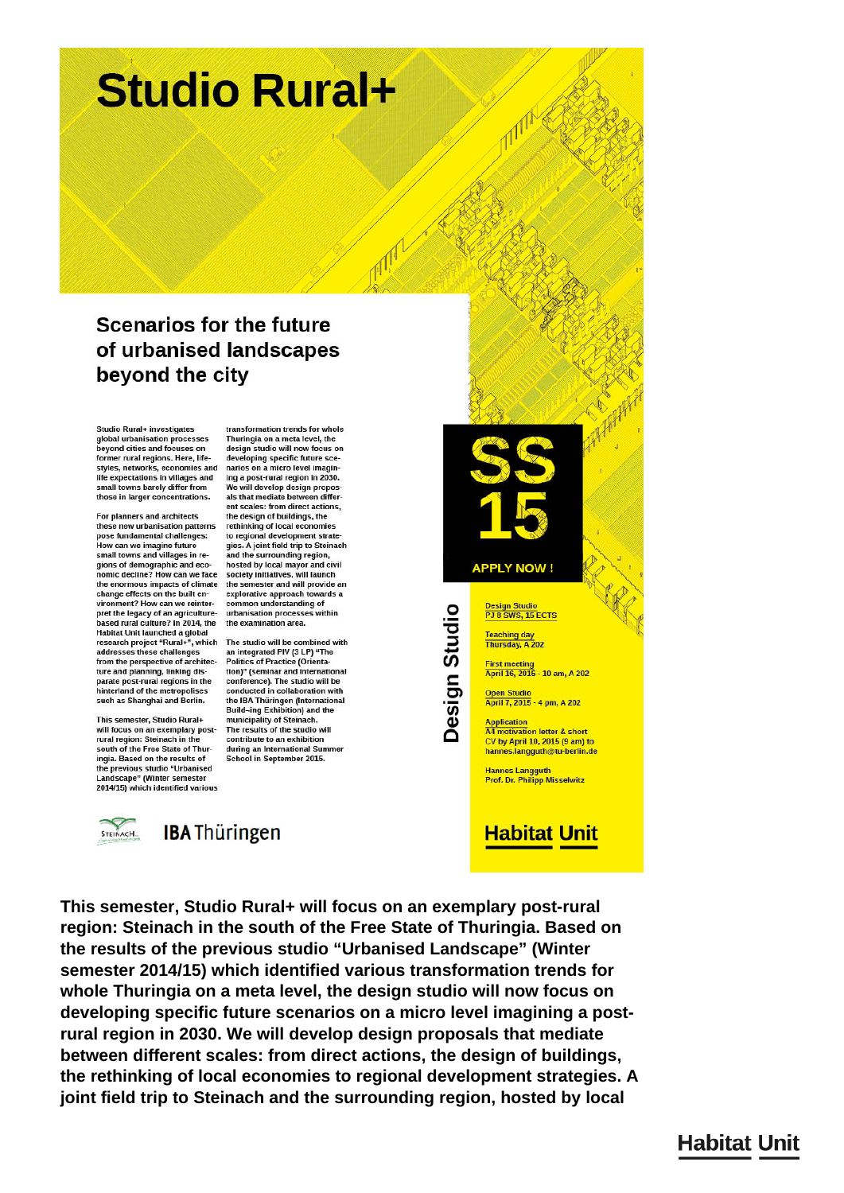# Studio Rural+

## Scenarios for the future of urbanised landscapes beyond the city

Studio Rural+ investigates global urbanisation processes beyond cities and focuses on former rural regions. Here, life-styles, networks, economies and life expectations in villages and small towns barely differ from those in larger concentrations.

For planners and architects these new urbanisation patterns pose fundamental challenges: How can we imagine future small towns and villages in regions of demographic and economic decline? How can we face the enormous impacts of climate change effects on the built environment? How can we reinterpret the legacy of an agriculture-based rural culture? In 2014, the Habitat Unit launched a global research project "Rural+", which addresses these challenges from the perspective of architecture and planning, linking disparate post-rural regions in the hinterland of the metropolises such as Shanghai and Berlin.

This semester, Studio Rural+ will focus on an exemplary post-rural region: Steinach in the south of the Free State of Thuringia. Based on the results of the previous studio "Urbanised Landscape" (Winter semester 2014/15) which identified various transformation trends for whole Thuringia on a meta level, the design studio will now focus on developing specific future scenarios on a micro level imagining a post-rural region in 2030. We will develop design proposals that mediate between different scales: from direct actions, the design of buildings, the rethinking of local economies to regional development strategies. A joint field trip to Steinach and the surrounding region, hosted by local mayor and civil society initiatives, will launch the semester and will provide an explorative approach towards a common understanding of urbanisation processes within the examination area.

The studio will be combined with an integrated PIV (3 LP) "The Politics of Practice (Orientation)" (seminar and International conference). The studio will be conducted in collaboration with the IBA Thüringen (International Build–ing Exhibition) and the municipality of Steinach. The results of the studio will contribute to an exhibition during an International Summer School in September 2015.

**SS 15**

**APPLY NOW !**

**Design Studio**

Design Studio
PJ 8 SWS, 15 ECTS

Teaching day
Thursday, A 202

First meeting
April 16, 2015 - 10 am, A 202

Open Studio
April 7, 2015 - 4 pm, A 202

Application
A4 motivation letter & short CV by April 10, 2015 (9 am) to hannes.langguth@tu-berlin.de

Hannes Langguth
Prof. Dr. Philipp Misselwitz

STEINACH IBA Thüringen

**Habitat Unit**

**This semester, Studio Rural+ will focus on an exemplary post-rural region: Steinach in the south of the Free State of Thuringia. Based on the results of the previous studio "Urbanised Landscape" (Winter semester 2014/15) which identified various transformation trends for whole Thuringia on a meta level, the design studio will now focus on developing specific future scenarios on a micro level imagining a post-rural region in 2030. We will develop design proposals that mediate between different scales: from direct actions, the design of buildings, the rethinking of local economies to regional development strategies. A joint field trip to Steinach and the surrounding region, hosted by local**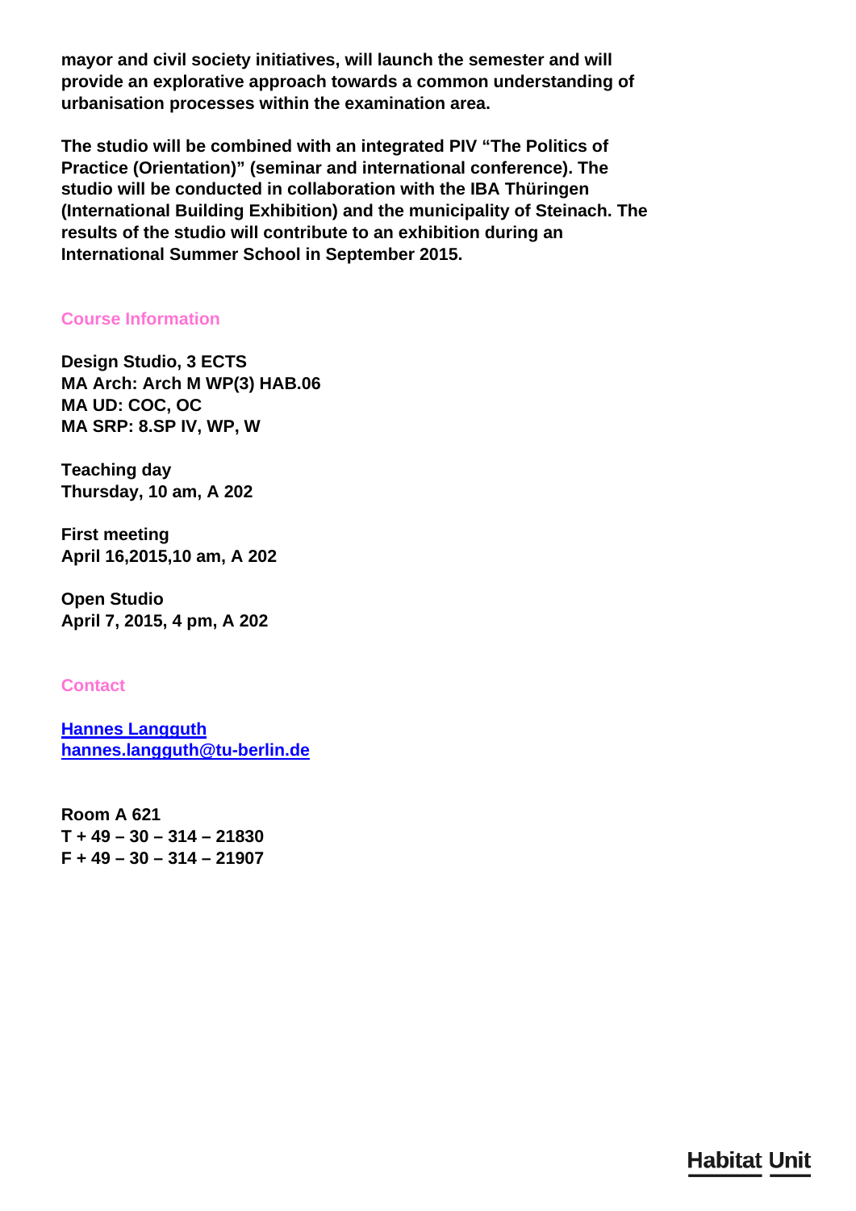**mayor and civil society initiatives, will launch the semester and will provide an explorative approach towards a common understanding of urbanisation processes within the examination area.**

**The studio will be combined with an integrated PIV "The Politics of Practice (Orientation)" (seminar and international conference). The studio will be conducted in collaboration with the IBA Thüringen (International Building Exhibition) and the municipality of Steinach. The results of the studio will contribute to an exhibition during an International Summer School in September 2015.**

## Course Information

**Design Studio, 3 ECTS**
**MA Arch: Arch M WP(3) HAB.06**
**MA UD: COC, OC**
**MA SRP: 8.SP IV, WP, W**

**Teaching day**
**Thursday, 10 am, A 202**

**First meeting**
**April 16,2015,10 am, A 202**

**Open Studio**
**April 7, 2015, 4 pm, A 202**

## Contact

**Hannes Langguth**
**hannes.langguth@tu-berlin.de**

**Room A 621**
**T + 49 – 30 – 314 – 21830**
**F + 49 – 30 – 314 – 21907**

Habitat Unit